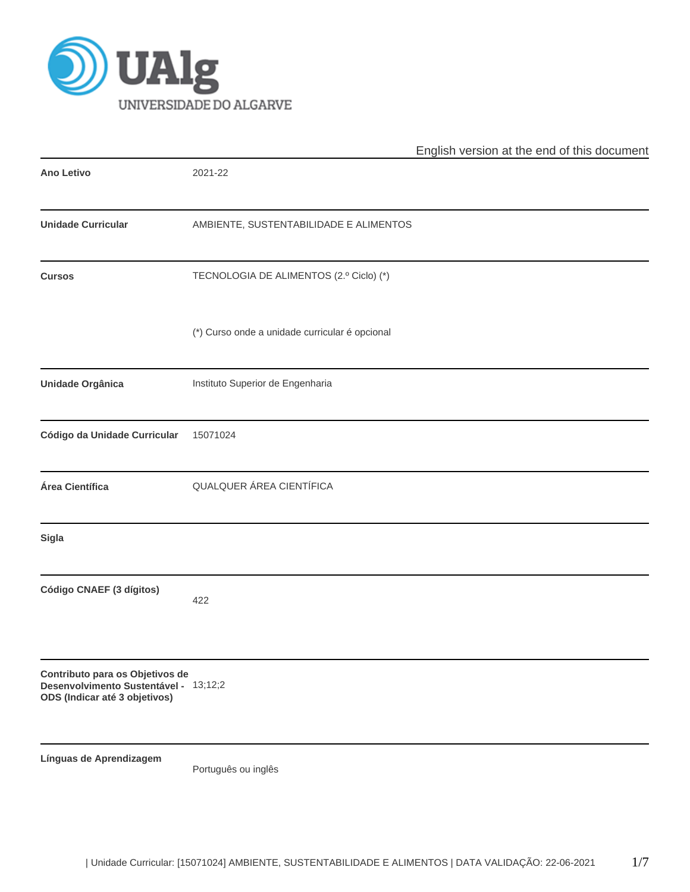English version at the end of this document

| | |
|---|---|
| **Ano Letivo** | 2021-22 |
| **Unidade Curricular** | AMBIENTE, SUSTENTABILIDADE E ALIMENTOS |
| **Cursos** | TECNOLOGIA DE ALIMENTOS (2.º Ciclo) (*)<br><br>(*) Curso onde a unidade curricular é opcional |
| **Unidade Orgânica** | Instituto Superior de Engenharia |
| **Código da Unidade Curricular** | 15071024 |
| **Área Científica** | QUALQUER ÁREA CIENTÍFICA |
| **Sigla** | |
| **Código CNAEF (3 dígitos)** | 422 |
| **Contributo para os Objetivos de Desenvolvimento Sustentável - ODS (Indicar até 3 objetivos)** | 13;12;2 |
| **Línguas de Aprendizagem** | Português ou inglês |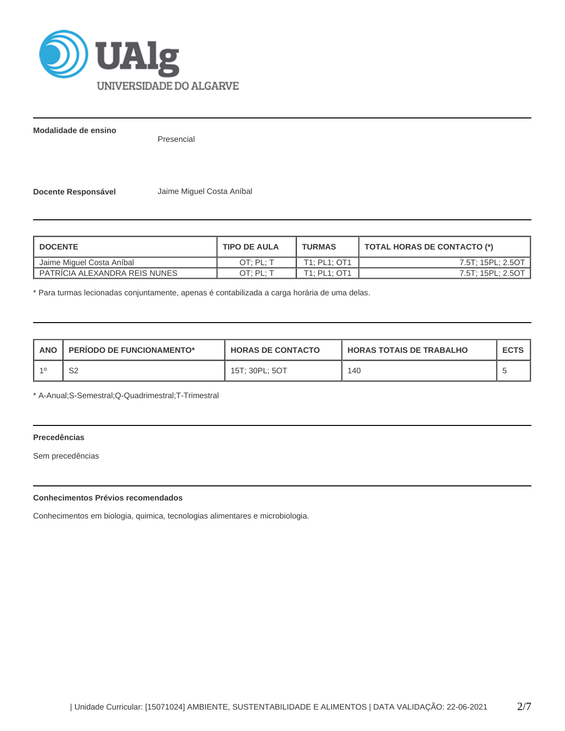**Modalidade de ensino**

Presencial

**Docente Responsável** Jaime Miguel Costa Aníbal

| DOCENTE | TIPO DE AULA | TURMAS | TOTAL HORAS DE CONTACTO (*) |
|---|---|---|---|
| Jaime Miguel Costa Aníbal | OT; PL; T | T1; PL1; OT1 | 7.5T; 15PL; 2.5OT |
| PATRÍCIA ALEXANDRA REIS NUNES | OT; PL; T | T1; PL1; OT1 | 7.5T; 15PL; 2.5OT |

* Para turmas lecionadas conjuntamente, apenas é contabilizada a carga horária de uma delas.

| ANO | PERÍODO DE FUNCIONAMENTO* | HORAS DE CONTACTO | HORAS TOTAIS DE TRABALHO | ECTS |
|---|---|---|---|---|
| 1º | S2 | 15T; 30PL; 5OT | 140 | 5 |

* A-Anual;S-Semestral;Q-Quadrimestral;T-Trimestral

**Precedências**

Sem precedências

**Conhecimentos Prévios recomendados**

Conhecimentos em biologia, quimica, tecnologias alimentares e microbiologia.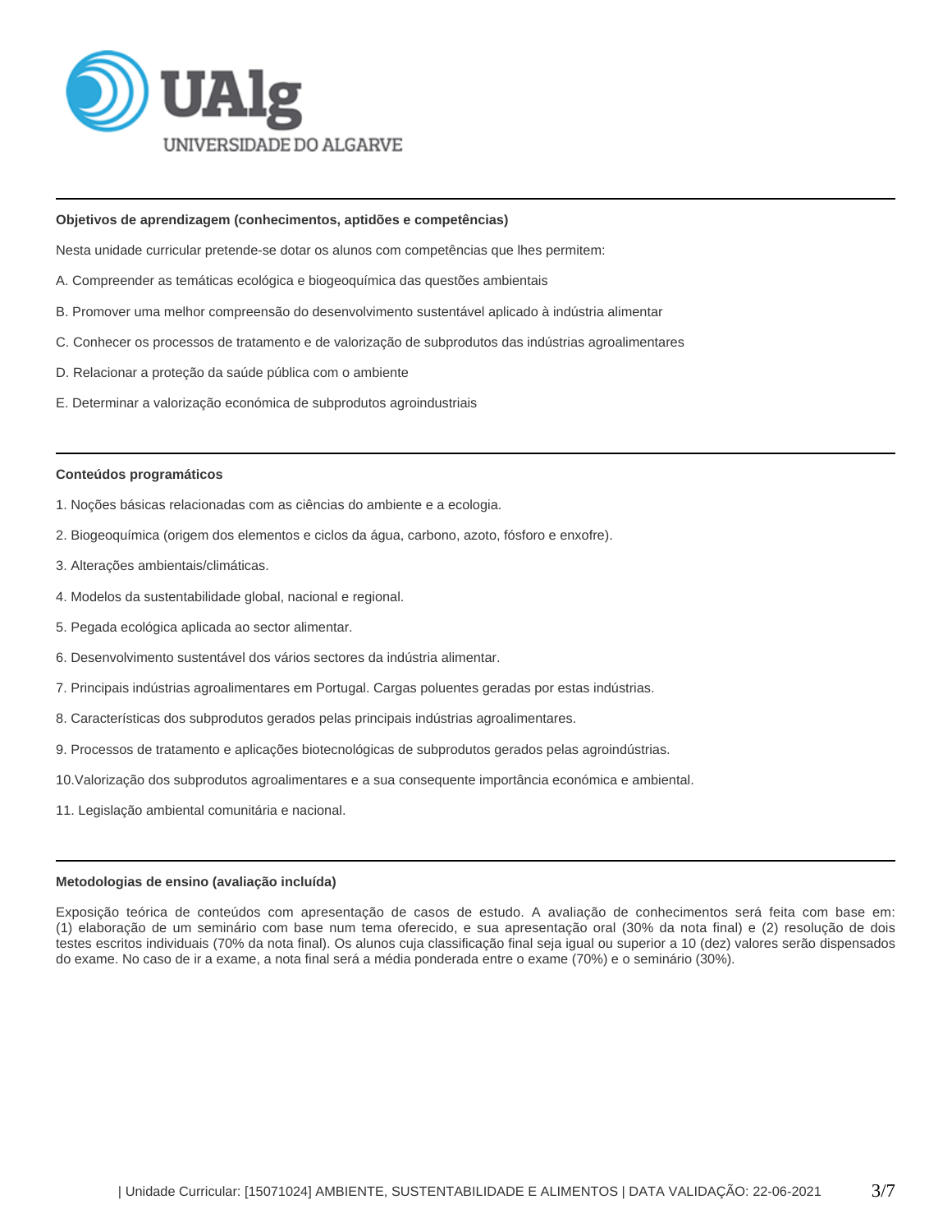## Objetivos de aprendizagem (conhecimentos, aptidões e competências)

Nesta unidade curricular pretende-se dotar os alunos com competências que lhes permitem:

A. Compreender as temáticas ecológica e biogeoquímica das questões ambientais

B. Promover uma melhor compreensão do desenvolvimento sustentável aplicado à indústria alimentar

C. Conhecer os processos de tratamento e de valorização de subprodutos das indústrias agroalimentares

D. Relacionar a proteção da saúde pública com o ambiente

E. Determinar a valorização económica de subprodutos agroindustriais

## Conteúdos programáticos

1. Noções básicas relacionadas com as ciências do ambiente e a ecologia.
2. Biogeoquímica (origem dos elementos e ciclos da água, carbono, azoto, fósforo e enxofre).
3. Alterações ambientais/climáticas.
4. Modelos da sustentabilidade global, nacional e regional.
5. Pegada ecológica aplicada ao sector alimentar.
6. Desenvolvimento sustentável dos vários sectores da indústria alimentar.
7. Principais indústrias agroalimentares em Portugal. Cargas poluentes geradas por estas indústrias.
8. Características dos subprodutos gerados pelas principais indústrias agroalimentares.
9. Processos de tratamento e aplicações biotecnológicas de subprodutos gerados pelas agroindústrias.
10. Valorização dos subprodutos agroalimentares e a sua consequente importância económica e ambiental.
11. Legislação ambiental comunitária e nacional.

## Metodologias de ensino (avaliação incluída)

Exposição teórica de conteúdos com apresentação de casos de estudo. A avaliação de conhecimentos será feita com base em: (1) elaboração de um seminário com base num tema oferecido, e sua apresentação oral (30% da nota final) e (2) resolução de dois testes escritos individuais (70% da nota final). Os alunos cuja classificação final seja igual ou superior a 10 (dez) valores serão dispensados do exame. No caso de ir a exame, a nota final será a média ponderada entre o exame (70%) e o seminário (30%).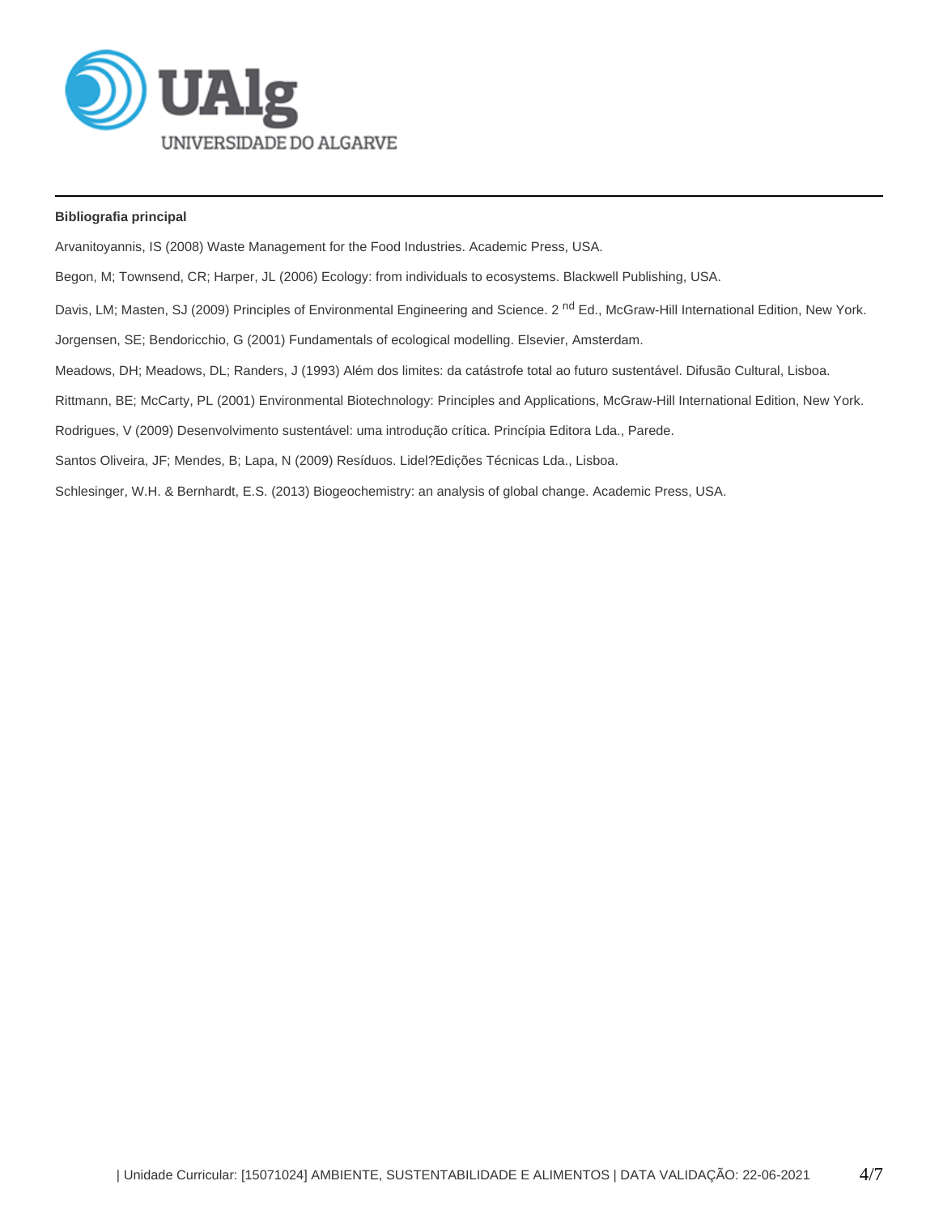**Bibliografia principal**

Arvanitoyannis, IS (2008) Waste Management for the Food Industries. Academic Press, USA.

Begon, M; Townsend, CR; Harper, JL (2006) Ecology: from individuals to ecosystems. Blackwell Publishing, USA.

Davis, LM; Masten, SJ (2009) Principles of Environmental Engineering and Science. 2 $^{nd}$ Ed., McGraw-Hill International Edition, New York.

Jorgensen, SE; Bendoricchio, G (2001) Fundamentals of ecological modelling. Elsevier, Amsterdam.

Meadows, DH; Meadows, DL; Randers, J (1993) Além dos limites: da catástrofe total ao futuro sustentável. Difusão Cultural, Lisboa.

Rittmann, BE; McCarty, PL (2001) Environmental Biotechnology: Principles and Applications, McGraw-Hill International Edition, New York.

Rodrigues, V (2009) Desenvolvimento sustentável: uma introdução crítica. Princípia Editora Lda., Parede.

Santos Oliveira, JF; Mendes, B; Lapa, N (2009) Resíduos. Lidel?Edições Técnicas Lda., Lisboa.

Schlesinger, W.H. & Bernhardt, E.S. (2013) Biogeochemistry: an analysis of global change. Academic Press, USA.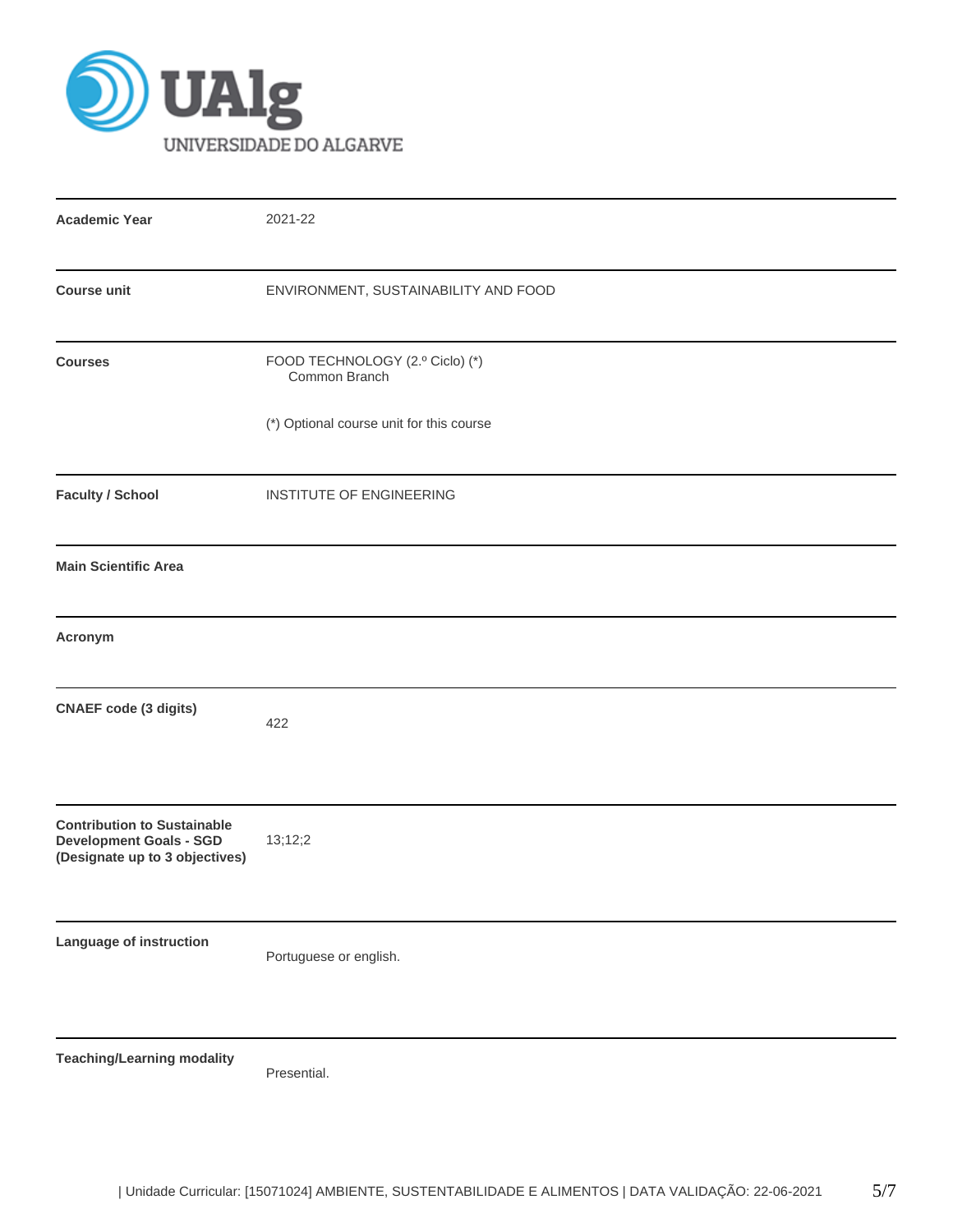UAlg UNIVERSIDADE DO ALGARVE

| | |
|---|---|
| **Academic Year** | 2021-22 |
| **Course unit** | ENVIRONMENT, SUSTAINABILITY AND FOOD |
| **Courses** | FOOD TECHNOLOGY (2.º Ciclo) (*)<br>Common Branch<br><br>(*) Optional course unit for this course |
| **Faculty / School** | INSTITUTE OF ENGINEERING |
| **Main Scientific Area** | |
| **Acronym** | |
| **CNAEF code (3 digits)** | 422 |
| **Contribution to Sustainable Development Goals - SGD (Designate up to 3 objectives)** | 13;12;2 |
| **Language of instruction** | Portuguese or english. |
| **Teaching/Learning modality** | Presential. |

| Unidade Curricular: [15071024] AMBIENTE, SUSTENTABILIDADE E ALIMENTOS | DATA VALIDAÇÃO: 22-06-2021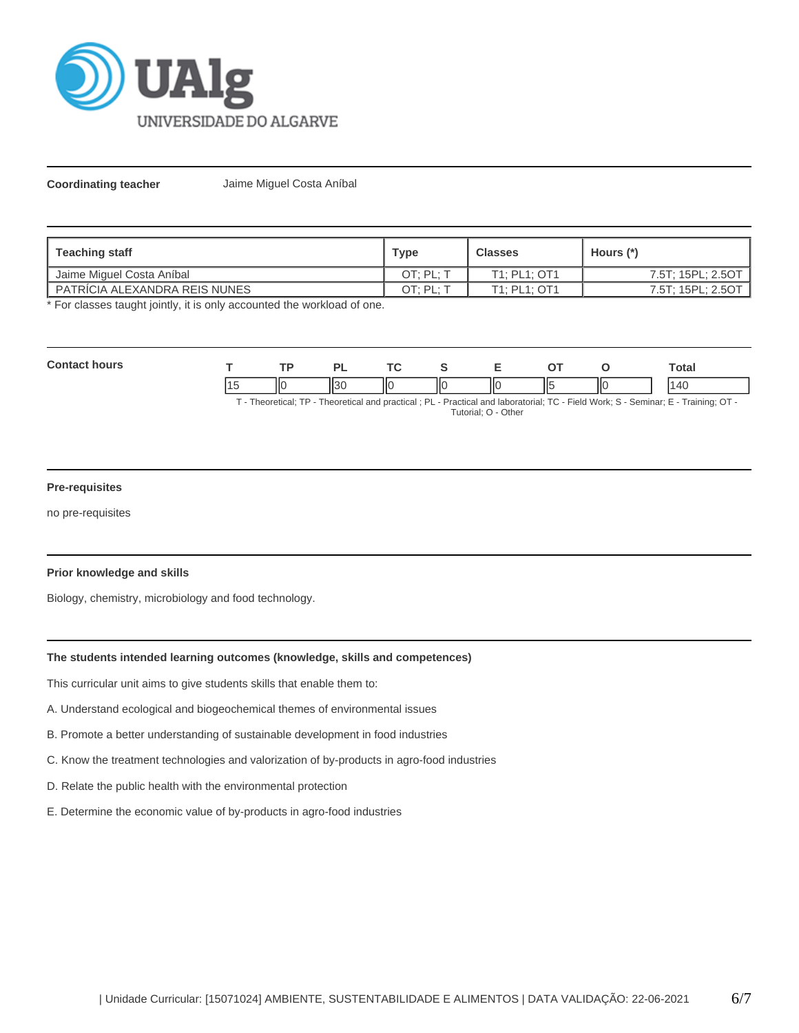**Coordinating teacher** Jaime Miguel Costa Aníbal

| Teaching staff | Type | Classes | Hours (*) |
|---|---|---|---|
| Jaime Miguel Costa Aníbal | OT; PL; T | T1; PL1; OT1 | 7.5T; 15PL; 2.5OT |
| PATRÍCIA ALEXANDRA REIS NUNES | OT; PL; T | T1; PL1; OT1 | 7.5T; 15PL; 2.5OT |

* For classes taught jointly, it is only accounted the workload of one.

**Contact hours**

| T | TP | PL | TC | S | E | OT | O | Total |
|---|---|---|---|---|---|---|---|---|
| 15 | 0 | 30 | 0 | 0 | 0 | 5 | 0 | 140 |

T - Theoretical; TP - Theoretical and practical ; PL - Practical and laboratorial; TC - Field Work; S - Seminar; E - Training; OT - Tutorial; O - Other

**Pre-requisites**

no pre-requisites

**Prior knowledge and skills**

Biology, chemistry, microbiology and food technology.

**The students intended learning outcomes (knowledge, skills and competences)**

This curricular unit aims to give students skills that enable them to:

A. Understand ecological and biogeochemical themes of environmental issues

B. Promote a better understanding of sustainable development in food industries

C. Know the treatment technologies and valorization of by-products in agro-food industries

D. Relate the public health with the environmental protection

E. Determine the economic value of by-products in agro-food industries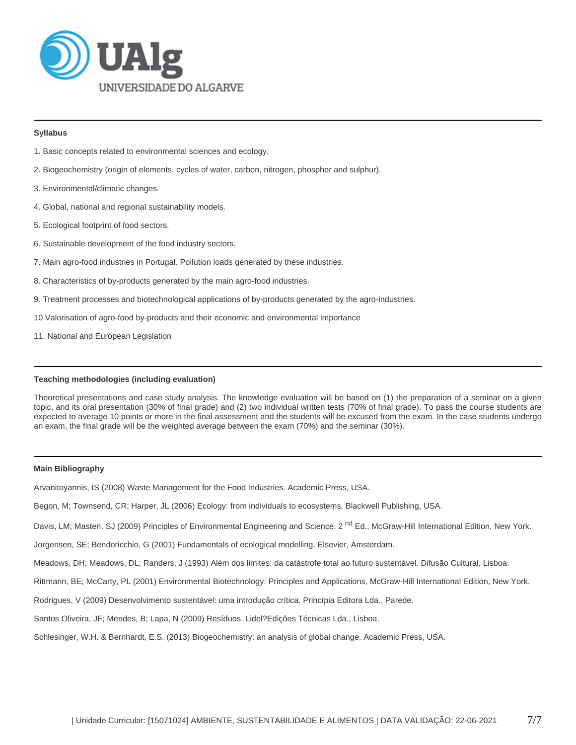## Syllabus

1. Basic concepts related to environmental sciences and ecology.

2. Biogeochemistry (origin of elements, cycles of water, carbon, nitrogen, phosphor and sulphur).

3. Environmental/climatic changes.

4. Global, national and regional sustainability models.

5. Ecological footprint of food sectors.

6. Sustainable development of the food industry sectors.

7. Main agro-food industries in Portugal. Pollution loads generated by these industries.

8. Characteristics of by-products generated by the main agro-food industries.

9. Treatment processes and biotechnological applications of by-products generated by the agro-industries.

10.Valorisation of agro-food by-products and their economic and environmental importance

11. National and European Legislation

## Teaching methodologies (including evaluation)

Theoretical presentations and case study analysis. The knowledge evaluation will be based on (1) the preparation of a seminar on a given topic, and its oral presentation (30% of final grade) and (2) two individual written tests (70% of final grade). To pass the course students are expected to average 10 points or more in the final assessment and the students will be excused from the exam. In the case students undergo an exam, the final grade will be the weighted average between the exam (70%) and the seminar (30%).

## Main Bibliography

Arvanitoyannis, IS (2008) Waste Management for the Food Industries. Academic Press, USA.

Begon, M; Townsend, CR; Harper, JL (2006) Ecology: from individuals to ecosystems. Blackwell Publishing, USA.

Davis, LM; Masten, SJ (2009) Principles of Environmental Engineering and Science. 2nd Ed., McGraw-Hill International Edition, New York.

Jorgensen, SE; Bendoricchio, G (2001) Fundamentals of ecological modelling. Elsevier, Amsterdam.

Meadows, DH; Meadows, DL; Randers, J (1993) Além dos limites: da catástrofe total ao futuro sustentável. Difusão Cultural, Lisboa.

Rittmann, BE; McCarty, PL (2001) Environmental Biotechnology: Principles and Applications, McGraw-Hill International Edition, New York.

Rodrigues, V (2009) Desenvolvimento sustentável: uma introdução crítica. Princípia Editora Lda., Parede.

Santos Oliveira, JF; Mendes, B; Lapa, N (2009) Resíduos. Lidel?Edições Técnicas Lda., Lisboa.

Schlesinger, W.H. & Bernhardt, E.S. (2013) Biogeochemistry: an analysis of global change. Academic Press, USA.